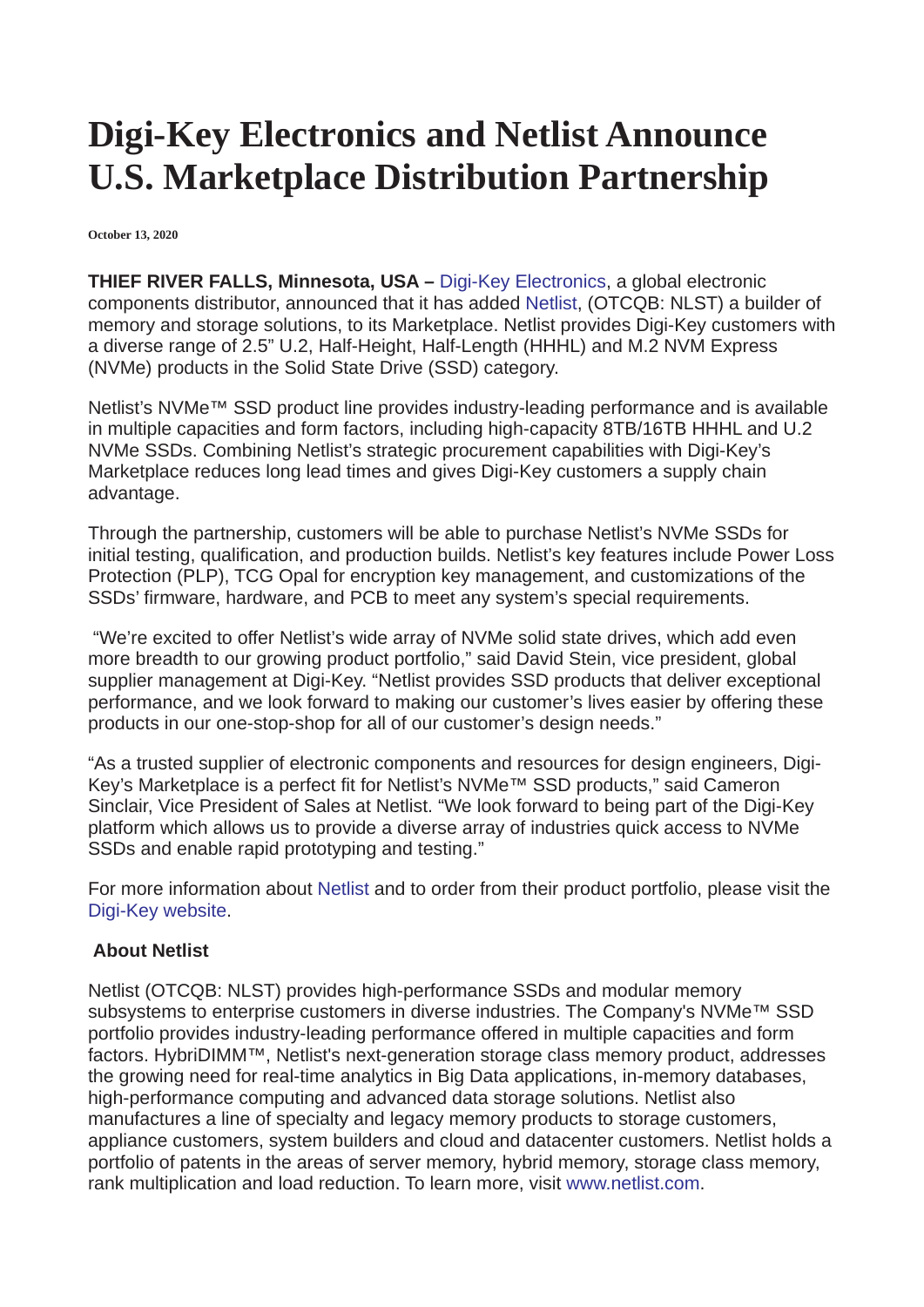# Digi-Key Electronics and Netlist Announce U.S. Marketplace Distribution Partnership

**October 13, 2020**

**THIEF RIVER FALLS, Minnesota, USA –** Digi-Key Electronics, a global electronic components distributor, announced that it has added Netlist, (OTCQB: NLST) a builder of memory and storage solutions, to its Marketplace. Netlist provides Digi-Key customers with a diverse range of 2.5" U.2, Half-Height, Half-Length (HHHL) and M.2 NVM Express (NVMe) products in the Solid State Drive (SSD) category.

Netlist's NVMe™ SSD product line provides industry-leading performance and is available in multiple capacities and form factors, including high-capacity 8TB/16TB HHHL and U.2 NVMe SSDs. Combining Netlist's strategic procurement capabilities with Digi-Key's Marketplace reduces long lead times and gives Digi-Key customers a supply chain advantage.

Through the partnership, customers will be able to purchase Netlist's NVMe SSDs for initial testing, qualification, and production builds. Netlist's key features include Power Loss Protection (PLP), TCG Opal for encryption key management, and customizations of the SSDs' firmware, hardware, and PCB to meet any system's special requirements.

"We're excited to offer Netlist's wide array of NVMe solid state drives, which add even more breadth to our growing product portfolio," said David Stein, vice president, global supplier management at Digi-Key. "Netlist provides SSD products that deliver exceptional performance, and we look forward to making our customer's lives easier by offering these products in our one-stop-shop for all of our customer's design needs."

"As a trusted supplier of electronic components and resources for design engineers, Digi-Key's Marketplace is a perfect fit for Netlist's NVMe™ SSD products," said Cameron Sinclair, Vice President of Sales at Netlist. "We look forward to being part of the Digi-Key platform which allows us to provide a diverse array of industries quick access to NVMe SSDs and enable rapid prototyping and testing."

For more information about Netlist and to order from their product portfolio, please visit the Digi-Key website.

### About Netlist

Netlist (OTCQB: NLST) provides high-performance SSDs and modular memory subsystems to enterprise customers in diverse industries. The Company's NVMe™ SSD portfolio provides industry-leading performance offered in multiple capacities and form factors. HybriDIMM™, Netlist's next-generation storage class memory product, addresses the growing need for real-time analytics in Big Data applications, in-memory databases, high-performance computing and advanced data storage solutions. Netlist also manufactures a line of specialty and legacy memory products to storage customers, appliance customers, system builders and cloud and datacenter customers. Netlist holds a portfolio of patents in the areas of server memory, hybrid memory, storage class memory, rank multiplication and load reduction. To learn more, visit www.netlist.com.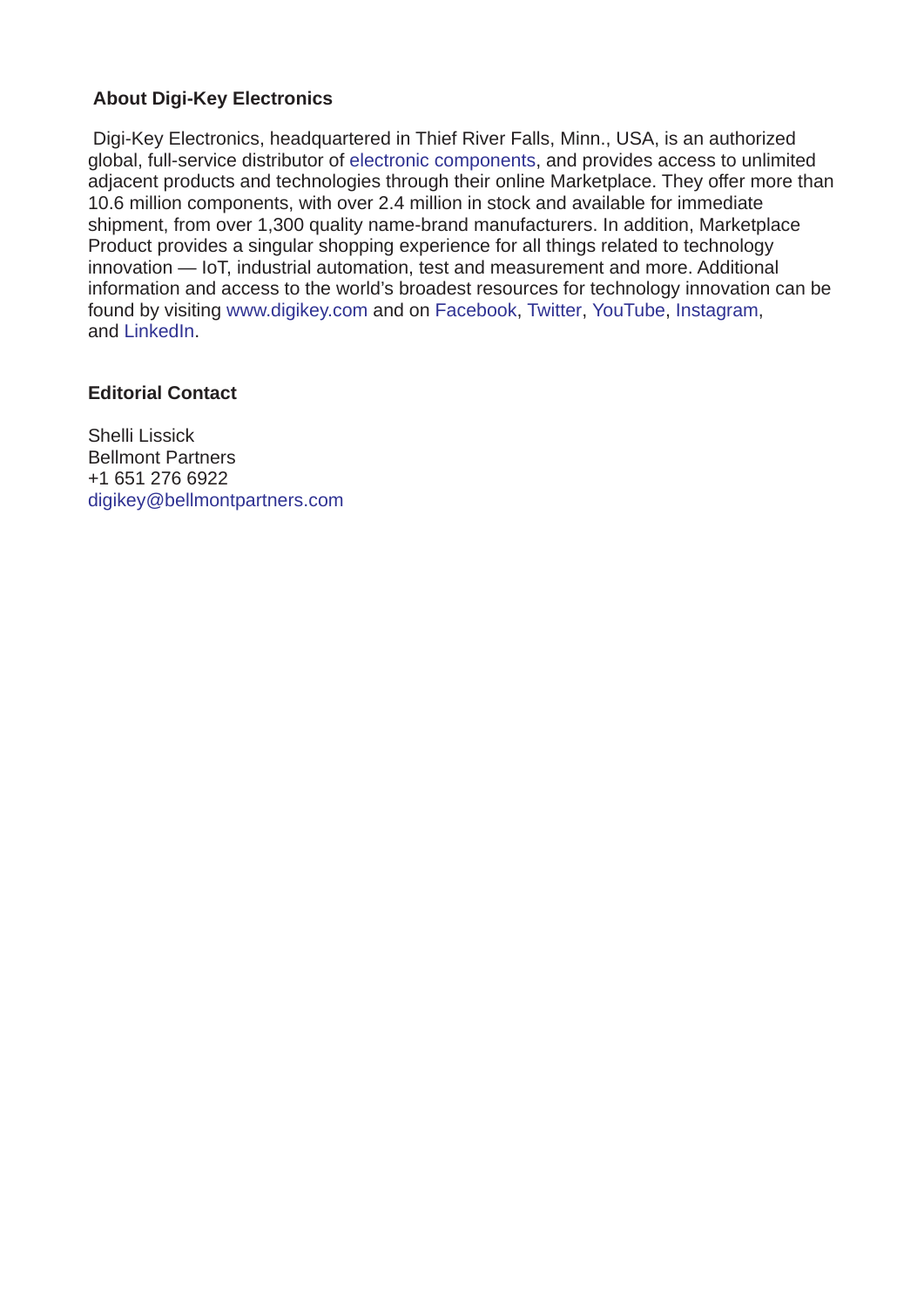**About Digi-Key Electronics**

Digi-Key Electronics, headquartered in Thief River Falls, Minn., USA, is an authorized global, full-service distributor of electronic components, and provides access to unlimited adjacent products and technologies through their online Marketplace. They offer more than 10.6 million components, with over 2.4 million in stock and available for immediate shipment, from over 1,300 quality name-brand manufacturers. In addition, Marketplace Product provides a singular shopping experience for all things related to technology innovation — IoT, industrial automation, test and measurement and more. Additional information and access to the world's broadest resources for technology innovation can be found by visiting www.digikey.com and on Facebook, Twitter, YouTube, Instagram, and LinkedIn.

**Editorial Contact**

Shelli Lissick
Bellmont Partners
+1 651 276 6922
digikey@bellmontpartners.com